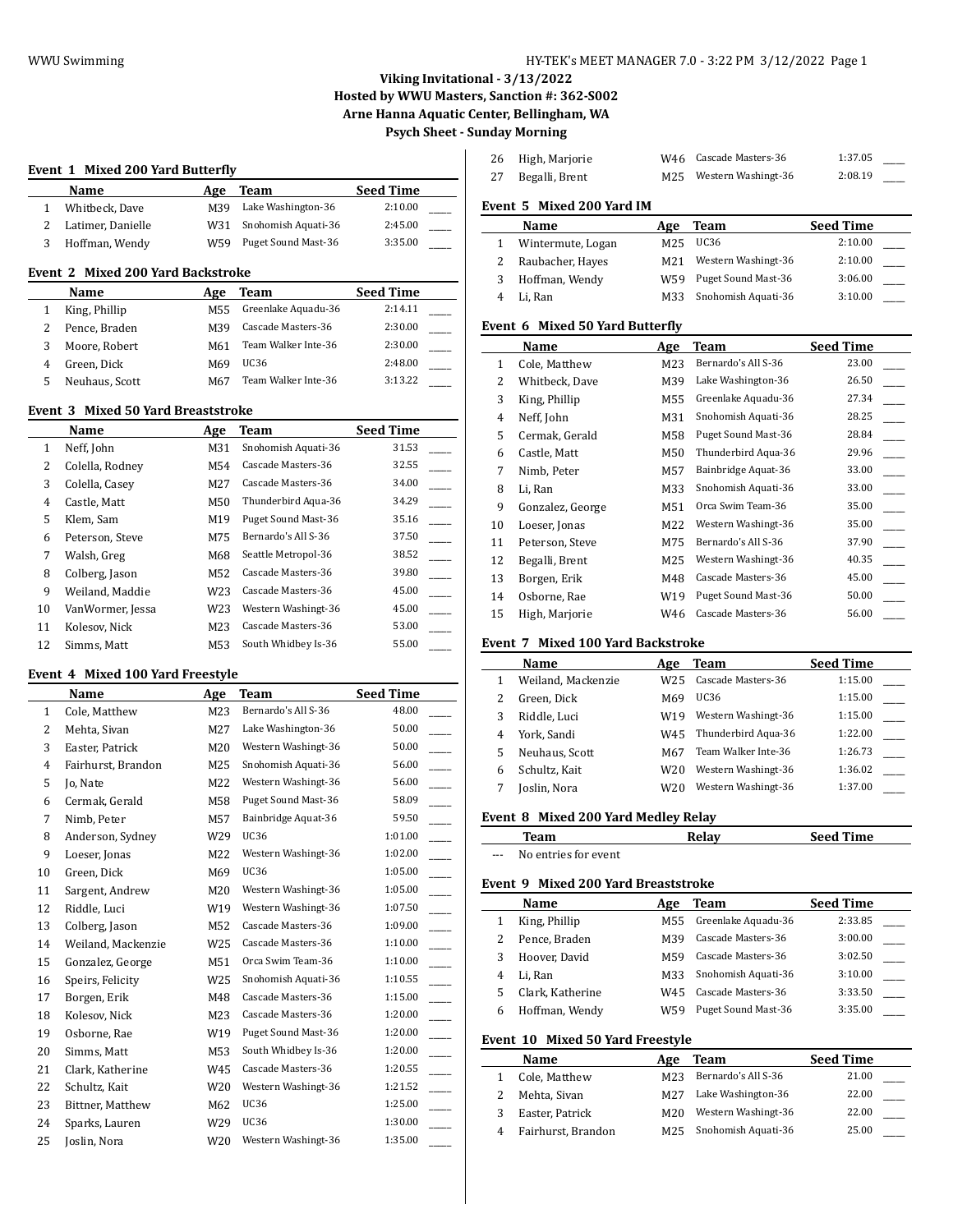**Viking Invitational - 3/13/2022**
**Hosted by WWU Masters, Sanction #: 362-S002**
**Arne Hanna Aquatic Center, Bellingham, WA**
**Psych Sheet - Sunday Morning**

### Event 1 Mixed 200 Yard Butterfly

| | Name | Age | Team | Seed Time | |
|---|---|---|---|---|---|
| 1 | Whitbeck, Dave | M39 | Lake Washington-36 | 2:10.00 | ____ |
| 2 | Latimer, Danielle | W31 | Snohomish Aquati-36 | 2:45.00 | ____ |
| 3 | Hoffman, Wendy | W59 | Puget Sound Mast-36 | 3:35.00 | ____ |

### Event 2 Mixed 200 Yard Backstroke

| | Name | Age | Team | Seed Time | |
|---|---|---|---|---|---|
| 1 | King, Phillip | M55 | Greenlake Aquadu-36 | 2:14.11 | ____ |
| 2 | Pence, Braden | M39 | Cascade Masters-36 | 2:30.00 | ____ |
| 3 | Moore, Robert | M61 | Team Walker Inte-36 | 2:30.00 | ____ |
| 4 | Green, Dick | M69 | UC36 | 2:48.00 | ____ |
| 5 | Neuhaus, Scott | M67 | Team Walker Inte-36 | 3:13.22 | ____ |

### Event 3 Mixed 50 Yard Breaststroke

| | Name | Age | Team | Seed Time | |
|---|---|---|---|---|---|
| 1 | Neff, John | M31 | Snohomish Aquati-36 | 31.53 | ____ |
| 2 | Colella, Rodney | M54 | Cascade Masters-36 | 32.55 | ____ |
| 3 | Colella, Casey | M27 | Cascade Masters-36 | 34.00 | ____ |
| 4 | Castle, Matt | M50 | Thunderbird Aqua-36 | 34.29 | ____ |
| 5 | Klem, Sam | M19 | Puget Sound Mast-36 | 35.16 | ____ |
| 6 | Peterson, Steve | M75 | Bernardo's All S-36 | 37.50 | ____ |
| 7 | Walsh, Greg | M68 | Seattle Metropol-36 | 38.52 | ____ |
| 8 | Colberg, Jason | M52 | Cascade Masters-36 | 39.80 | ____ |
| 9 | Weiland, Maddie | W23 | Cascade Masters-36 | 45.00 | ____ |
| 10 | VanWormer, Jessa | W23 | Western Washingt-36 | 45.00 | ____ |
| 11 | Kolesov, Nick | M23 | Cascade Masters-36 | 53.00 | ____ |
| 12 | Simms, Matt | M53 | South Whidbey Is-36 | 55.00 | ____ |

### Event 4 Mixed 100 Yard Freestyle

| | Name | Age | Team | Seed Time | |
|---|---|---|---|---|---|
| 1 | Cole, Matthew | M23 | Bernardo's All S-36 | 48.00 | ____ |
| 2 | Mehta, Sivan | M27 | Lake Washington-36 | 50.00 | ____ |
| 3 | Easter, Patrick | M20 | Western Washingt-36 | 50.00 | ____ |
| 4 | Fairhurst, Brandon | M25 | Snohomish Aquati-36 | 56.00 | ____ |
| 5 | Jo, Nate | M22 | Western Washingt-36 | 56.00 | ____ |
| 6 | Cermak, Gerald | M58 | Puget Sound Mast-36 | 58.09 | ____ |
| 7 | Nimb, Peter | M57 | Bainbridge Aquat-36 | 59.50 | ____ |
| 8 | Anderson, Sydney | W29 | UC36 | 1:01.00 | ____ |
| 9 | Loeser, Jonas | M22 | Western Washingt-36 | 1:02.00 | ____ |
| 10 | Green, Dick | M69 | UC36 | 1:05.00 | ____ |
| 11 | Sargent, Andrew | M20 | Western Washingt-36 | 1:05.00 | ____ |
| 12 | Riddle, Luci | W19 | Western Washingt-36 | 1:07.50 | ____ |
| 13 | Colberg, Jason | M52 | Cascade Masters-36 | 1:09.00 | ____ |
| 14 | Weiland, Mackenzie | W25 | Cascade Masters-36 | 1:10.00 | ____ |
| 15 | Gonzalez, George | M51 | Orca Swim Team-36 | 1:10.00 | ____ |
| 16 | Speirs, Felicity | W25 | Snohomish Aquati-36 | 1:10.55 | ____ |
| 17 | Borgen, Erik | M48 | Cascade Masters-36 | 1:15.00 | ____ |
| 18 | Kolesov, Nick | M23 | Cascade Masters-36 | 1:20.00 | ____ |
| 19 | Osborne, Rae | W19 | Puget Sound Mast-36 | 1:20.00 | ____ |
| 20 | Simms, Matt | M53 | South Whidbey Is-36 | 1:20.00 | ____ |
| 21 | Clark, Katherine | W45 | Cascade Masters-36 | 1:20.55 | ____ |
| 22 | Schultz, Kait | W20 | Western Washingt-36 | 1:21.52 | ____ |
| 23 | Bittner, Matthew | M62 | UC36 | 1:25.00 | ____ |
| 24 | Sparks, Lauren | W29 | UC36 | 1:30.00 | ____ |
| 25 | Joslin, Nora | W20 | Western Washingt-36 | 1:35.00 | ____ |
| 26 | High, Marjorie | W46 | Cascade Masters-36 | 1:37.05 | ____ |
| 27 | Begalli, Brent | M25 | Western Washingt-36 | 2:08.19 | ____ |

### Event 5 Mixed 200 Yard IM

| | Name | Age | Team | Seed Time | |
|---|---|---|---|---|---|
| 1 | Wintermute, Logan | M25 | UC36 | 2:10.00 | ____ |
| 2 | Raubacher, Hayes | M21 | Western Washingt-36 | 2:10.00 | ____ |
| 3 | Hoffman, Wendy | W59 | Puget Sound Mast-36 | 3:06.00 | ____ |
| 4 | Li, Ran | M33 | Snohomish Aquati-36 | 3:10.00 | ____ |

### Event 6 Mixed 50 Yard Butterfly

| | Name | Age | Team | Seed Time | |
|---|---|---|---|---|---|
| 1 | Cole, Matthew | M23 | Bernardo's All S-36 | 23.00 | ____ |
| 2 | Whitbeck, Dave | M39 | Lake Washington-36 | 26.50 | ____ |
| 3 | King, Phillip | M55 | Greenlake Aquadu-36 | 27.34 | ____ |
| 4 | Neff, John | M31 | Snohomish Aquati-36 | 28.25 | ____ |
| 5 | Cermak, Gerald | M58 | Puget Sound Mast-36 | 28.84 | ____ |
| 6 | Castle, Matt | M50 | Thunderbird Aqua-36 | 29.96 | ____ |
| 7 | Nimb, Peter | M57 | Bainbridge Aquat-36 | 33.00 | ____ |
| 8 | Li, Ran | M33 | Snohomish Aquati-36 | 33.00 | ____ |
| 9 | Gonzalez, George | M51 | Orca Swim Team-36 | 35.00 | ____ |
| 10 | Loeser, Jonas | M22 | Western Washingt-36 | 35.00 | ____ |
| 11 | Peterson, Steve | M75 | Bernardo's All S-36 | 37.90 | ____ |
| 12 | Begalli, Brent | M25 | Western Washingt-36 | 40.35 | ____ |
| 13 | Borgen, Erik | M48 | Cascade Masters-36 | 45.00 | ____ |
| 14 | Osborne, Rae | W19 | Puget Sound Mast-36 | 50.00 | ____ |
| 15 | High, Marjorie | W46 | Cascade Masters-36 | 56.00 | ____ |

### Event 7 Mixed 100 Yard Backstroke

| | Name | Age | Team | Seed Time | |
|---|---|---|---|---|---|
| 1 | Weiland, Mackenzie | W25 | Cascade Masters-36 | 1:15.00 | ____ |
| 2 | Green, Dick | M69 | UC36 | 1:15.00 | ____ |
| 3 | Riddle, Luci | W19 | Western Washingt-36 | 1:15.00 | ____ |
| 4 | York, Sandi | W45 | Thunderbird Aqua-36 | 1:22.00 | ____ |
| 5 | Neuhaus, Scott | M67 | Team Walker Inte-36 | 1:26.73 | ____ |
| 6 | Schultz, Kait | W20 | Western Washingt-36 | 1:36.02 | ____ |
| 7 | Joslin, Nora | W20 | Western Washingt-36 | 1:37.00 | ____ |

### Event 8 Mixed 200 Yard Medley Relay

| | Team | Relay | Seed Time |
|---|---|---|---|
| --- | No entries for event | | |

### Event 9 Mixed 200 Yard Breaststroke

| | Name | Age | Team | Seed Time | |
|---|---|---|---|---|---|
| 1 | King, Phillip | M55 | Greenlake Aquadu-36 | 2:33.85 | ____ |
| 2 | Pence, Braden | M39 | Cascade Masters-36 | 3:00.00 | ____ |
| 3 | Hoover, David | M59 | Cascade Masters-36 | 3:02.50 | ____ |
| 4 | Li, Ran | M33 | Snohomish Aquati-36 | 3:10.00 | ____ |
| 5 | Clark, Katherine | W45 | Cascade Masters-36 | 3:33.50 | ____ |
| 6 | Hoffman, Wendy | W59 | Puget Sound Mast-36 | 3:35.00 | ____ |

### Event 10 Mixed 50 Yard Freestyle

| | Name | Age | Team | Seed Time | |
|---|---|---|---|---|---|
| 1 | Cole, Matthew | M23 | Bernardo's All S-36 | 21.00 | ____ |
| 2 | Mehta, Sivan | M27 | Lake Washington-36 | 22.00 | ____ |
| 3 | Easter, Patrick | M20 | Western Washingt-36 | 22.00 | ____ |
| 4 | Fairhurst, Brandon | M25 | Snohomish Aquati-36 | 25.00 | ____ |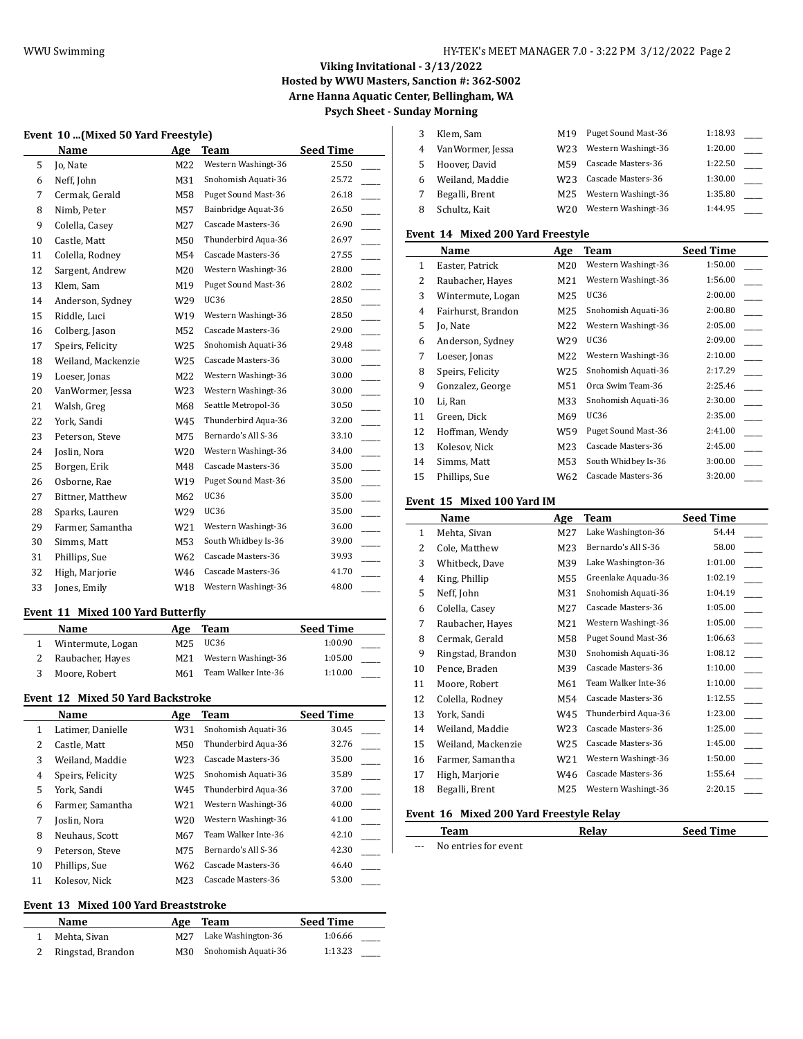## Viking Invitational - 3/13/2022
## Hosted by WWU Masters, Sanction #: 362-S002
## Arne Hanna Aquatic Center, Bellingham, WA
## Psych Sheet - Sunday Morning

### Event 10 ...(Mixed 50 Yard Freestyle)

| | Name | Age | Team | Seed Time | |
|---|---|---|---|---|---|
| 5 | Jo, Nate | M22 | Western Washingt-36 | 25.50 | ____ |
| 6 | Neff, John | M31 | Snohomish Aquati-36 | 25.72 | ____ |
| 7 | Cermak, Gerald | M58 | Puget Sound Mast-36 | 26.18 | ____ |
| 8 | Nimb, Peter | M57 | Bainbridge Aquat-36 | 26.50 | ____ |
| 9 | Colella, Casey | M27 | Cascade Masters-36 | 26.90 | ____ |
| 10 | Castle, Matt | M50 | Thunderbird Aqua-36 | 26.97 | ____ |
| 11 | Colella, Rodney | M54 | Cascade Masters-36 | 27.55 | ____ |
| 12 | Sargent, Andrew | M20 | Western Washingt-36 | 28.00 | ____ |
| 13 | Klem, Sam | M19 | Puget Sound Mast-36 | 28.02 | ____ |
| 14 | Anderson, Sydney | W29 | UC36 | 28.50 | ____ |
| 15 | Riddle, Luci | W19 | Western Washingt-36 | 28.50 | ____ |
| 16 | Colberg, Jason | M52 | Cascade Masters-36 | 29.00 | ____ |
| 17 | Speirs, Felicity | W25 | Snohomish Aquati-36 | 29.48 | ____ |
| 18 | Weiland, Mackenzie | W25 | Cascade Masters-36 | 30.00 | ____ |
| 19 | Loeser, Jonas | M22 | Western Washingt-36 | 30.00 | ____ |
| 20 | VanWormer, Jessa | W23 | Western Washingt-36 | 30.00 | ____ |
| 21 | Walsh, Greg | M68 | Seattle Metropol-36 | 30.50 | ____ |
| 22 | York, Sandi | W45 | Thunderbird Aqua-36 | 32.00 | ____ |
| 23 | Peterson, Steve | M75 | Bernardo's All S-36 | 33.10 | ____ |
| 24 | Joslin, Nora | W20 | Western Washingt-36 | 34.00 | ____ |
| 25 | Borgen, Erik | M48 | Cascade Masters-36 | 35.00 | ____ |
| 26 | Osborne, Rae | W19 | Puget Sound Mast-36 | 35.00 | ____ |
| 27 | Bittner, Matthew | M62 | UC36 | 35.00 | ____ |
| 28 | Sparks, Lauren | W29 | UC36 | 35.00 | ____ |
| 29 | Farmer, Samantha | W21 | Western Washingt-36 | 36.00 | ____ |
| 30 | Simms, Matt | M53 | South Whidbey Is-36 | 39.00 | ____ |
| 31 | Phillips, Sue | W62 | Cascade Masters-36 | 39.93 | ____ |
| 32 | High, Marjorie | W46 | Cascade Masters-36 | 41.70 | ____ |
| 33 | Jones, Emily | W18 | Western Washingt-36 | 48.00 | ____ |

### Event 11 Mixed 100 Yard Butterfly

| | Name | Age | Team | Seed Time | |
|---|---|---|---|---|---|
| 1 | Wintermute, Logan | M25 | UC36 | 1:00.90 | ____ |
| 2 | Raubacher, Hayes | M21 | Western Washingt-36 | 1:05.00 | ____ |
| 3 | Moore, Robert | M61 | Team Walker Inte-36 | 1:10.00 | ____ |

### Event 12 Mixed 50 Yard Backstroke

| | Name | Age | Team | Seed Time | |
|---|---|---|---|---|---|
| 1 | Latimer, Danielle | W31 | Snohomish Aquati-36 | 30.45 | ____ |
| 2 | Castle, Matt | M50 | Thunderbird Aqua-36 | 32.76 | ____ |
| 3 | Weiland, Maddie | W23 | Cascade Masters-36 | 35.00 | ____ |
| 4 | Speirs, Felicity | W25 | Snohomish Aquati-36 | 35.89 | ____ |
| 5 | York, Sandi | W45 | Thunderbird Aqua-36 | 37.00 | ____ |
| 6 | Farmer, Samantha | W21 | Western Washingt-36 | 40.00 | ____ |
| 7 | Joslin, Nora | W20 | Western Washingt-36 | 41.00 | ____ |
| 8 | Neuhaus, Scott | M67 | Team Walker Inte-36 | 42.10 | ____ |
| 9 | Peterson, Steve | M75 | Bernardo's All S-36 | 42.30 | ____ |
| 10 | Phillips, Sue | W62 | Cascade Masters-36 | 46.40 | ____ |
| 11 | Kolesov, Nick | M23 | Cascade Masters-36 | 53.00 | ____ |

### Event 13 Mixed 100 Yard Breaststroke

| | Name | Age | Team | Seed Time | |
|---|---|---|---|---|---|
| 1 | Mehta, Sivan | M27 | Lake Washington-36 | 1:06.66 | ____ |
| 2 | Ringstad, Brandon | M30 | Snohomish Aquati-36 | 1:13.23 | ____ |
| 3 | Klem, Sam | M19 | Puget Sound Mast-36 | 1:18.93 | ____ |
| 4 | VanWormer, Jessa | W23 | Western Washingt-36 | 1:20.00 | ____ |
| 5 | Hoover, David | M59 | Cascade Masters-36 | 1:22.50 | ____ |
| 6 | Weiland, Maddie | W23 | Cascade Masters-36 | 1:30.00 | ____ |
| 7 | Begalli, Brent | M25 | Western Washingt-36 | 1:35.80 | ____ |
| 8 | Schultz, Kait | W20 | Western Washingt-36 | 1:44.95 | ____ |

### Event 14 Mixed 200 Yard Freestyle

| | Name | Age | Team | Seed Time | |
|---|---|---|---|---|---|
| 1 | Easter, Patrick | M20 | Western Washingt-36 | 1:50.00 | ____ |
| 2 | Raubacher, Hayes | M21 | Western Washingt-36 | 1:56.00 | ____ |
| 3 | Wintermute, Logan | M25 | UC36 | 2:00.00 | ____ |
| 4 | Fairhurst, Brandon | M25 | Snohomish Aquati-36 | 2:00.80 | ____ |
| 5 | Jo, Nate | M22 | Western Washingt-36 | 2:05.00 | ____ |
| 6 | Anderson, Sydney | W29 | UC36 | 2:09.00 | ____ |
| 7 | Loeser, Jonas | M22 | Western Washingt-36 | 2:10.00 | ____ |
| 8 | Speirs, Felicity | W25 | Snohomish Aquati-36 | 2:17.29 | ____ |
| 9 | Gonzalez, George | M51 | Orca Swim Team-36 | 2:25.46 | ____ |
| 10 | Li, Ran | M33 | Snohomish Aquati-36 | 2:30.00 | ____ |
| 11 | Green, Dick | M69 | UC36 | 2:35.00 | ____ |
| 12 | Hoffman, Wendy | W59 | Puget Sound Mast-36 | 2:41.00 | ____ |
| 13 | Kolesov, Nick | M23 | Cascade Masters-36 | 2:45.00 | ____ |
| 14 | Simms, Matt | M53 | South Whidbey Is-36 | 3:00.00 | ____ |
| 15 | Phillips, Sue | W62 | Cascade Masters-36 | 3:20.00 | ____ |

### Event 15 Mixed 100 Yard IM

| | Name | Age | Team | Seed Time | |
|---|---|---|---|---|---|
| 1 | Mehta, Sivan | M27 | Lake Washington-36 | 54.44 | ____ |
| 2 | Cole, Matthew | M23 | Bernardo's All S-36 | 58.00 | ____ |
| 3 | Whitbeck, Dave | M39 | Lake Washington-36 | 1:01.00 | ____ |
| 4 | King, Phillip | M55 | Greenlake Aquadu-36 | 1:02.19 | ____ |
| 5 | Neff, John | M31 | Snohomish Aquati-36 | 1:04.19 | ____ |
| 6 | Colella, Casey | M27 | Cascade Masters-36 | 1:05.00 | ____ |
| 7 | Raubacher, Hayes | M21 | Western Washingt-36 | 1:05.00 | ____ |
| 8 | Cermak, Gerald | M58 | Puget Sound Mast-36 | 1:06.63 | ____ |
| 9 | Ringstad, Brandon | M30 | Snohomish Aquati-36 | 1:08.12 | ____ |
| 10 | Pence, Braden | M39 | Cascade Masters-36 | 1:10.00 | ____ |
| 11 | Moore, Robert | M61 | Team Walker Inte-36 | 1:10.00 | ____ |
| 12 | Colella, Rodney | M54 | Cascade Masters-36 | 1:12.55 | ____ |
| 13 | York, Sandi | W45 | Thunderbird Aqua-36 | 1:23.00 | ____ |
| 14 | Weiland, Maddie | W23 | Cascade Masters-36 | 1:25.00 | ____ |
| 15 | Weiland, Mackenzie | W25 | Cascade Masters-36 | 1:45.00 | ____ |
| 16 | Farmer, Samantha | W21 | Western Washingt-36 | 1:50.00 | ____ |
| 17 | High, Marjorie | W46 | Cascade Masters-36 | 1:55.64 | ____ |
| 18 | Begalli, Brent | M25 | Western Washingt-36 | 2:20.15 | ____ |

### Event 16 Mixed 200 Yard Freestyle Relay

| | Team | Relay | Seed Time |
|---|---|---|---|
| --- | No entries for event | | |